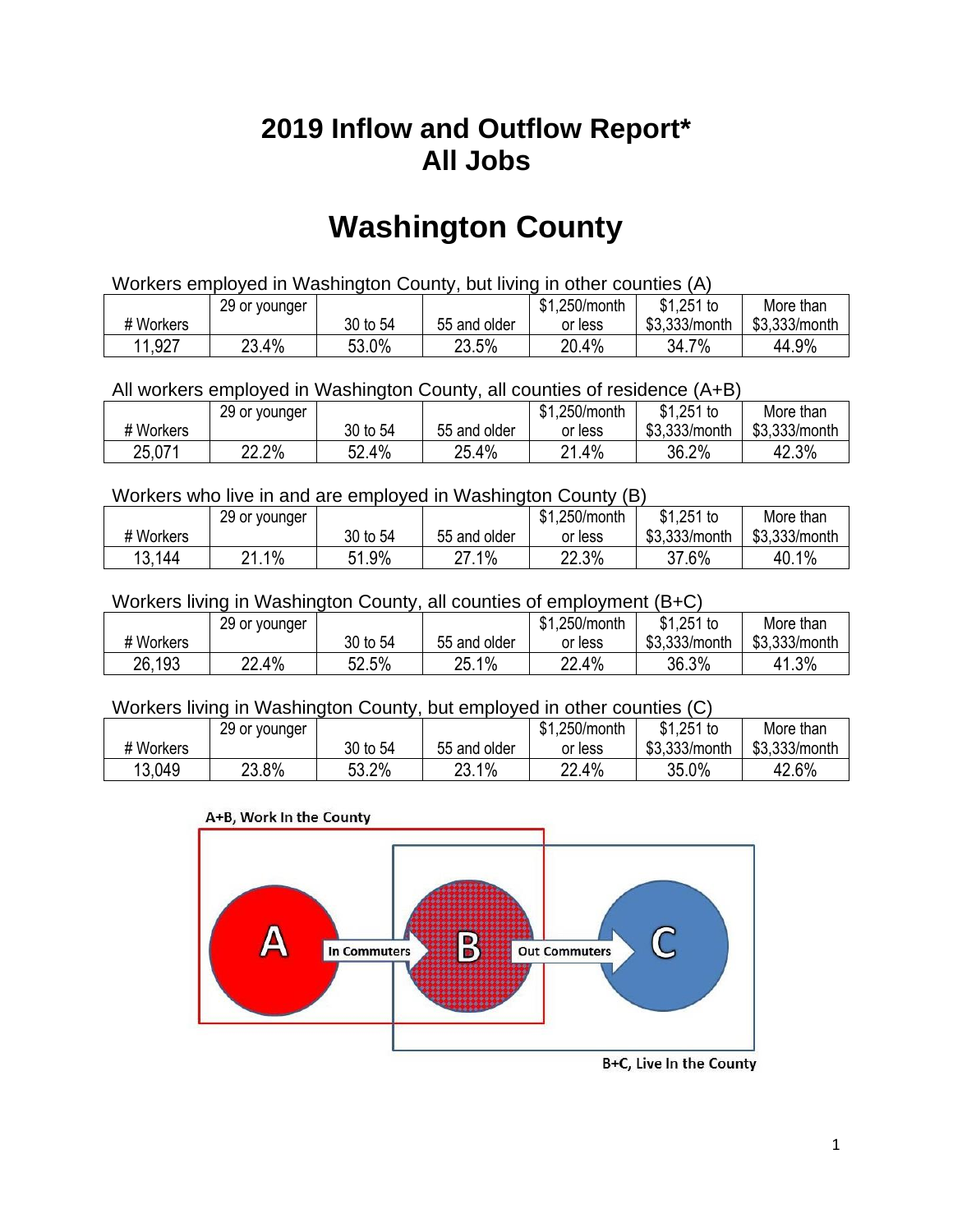# 2019 Inflow and Outflow Report*
# All Jobs

# Washington County

Workers employed in Washington County, but living in other counties (A)

| # Workers | 29 or younger | 30 to 54 | 55 and older | $1,250/month or less | $1,251 to $3,333/month | More than $3,333/month |
|---|---|---|---|---|---|---|
| 11,927 | 23.4% | 53.0% | 23.5% | 20.4% | 34.7% | 44.9% |

All workers employed in Washington County, all counties of residence (A+B)

| # Workers | 29 or younger | 30 to 54 | 55 and older | $1,250/month or less | $1,251 to $3,333/month | More than $3,333/month |
|---|---|---|---|---|---|---|
| 25,071 | 22.2% | 52.4% | 25.4% | 21.4% | 36.2% | 42.3% |

Workers who live in and are employed in Washington County (B)

| # Workers | 29 or younger | 30 to 54 | 55 and older | $1,250/month or less | $1,251 to $3,333/month | More than $3,333/month |
|---|---|---|---|---|---|---|
| 13,144 | 21.1% | 51.9% | 27.1% | 22.3% | 37.6% | 40.1% |

Workers living in Washington County, all counties of employment (B+C)

| # Workers | 29 or younger | 30 to 54 | 55 and older | $1,250/month or less | $1,251 to $3,333/month | More than $3,333/month |
|---|---|---|---|---|---|---|
| 26,193 | 22.4% | 52.5% | 25.1% | 22.4% | 36.3% | 41.3% |

Workers living in Washington County, but employed in other counties (C)

| # Workers | 29 or younger | 30 to 54 | 55 and older | $1,250/month or less | $1,251 to $3,333/month | More than $3,333/month |
|---|---|---|---|---|---|---|
| 13,049 | 23.8% | 53.2% | 23.1% | 22.4% | 35.0% | 42.6% |

A+B, Work In the County

A — In Commuters → B — Out Commuters → C

B+C, Live In the County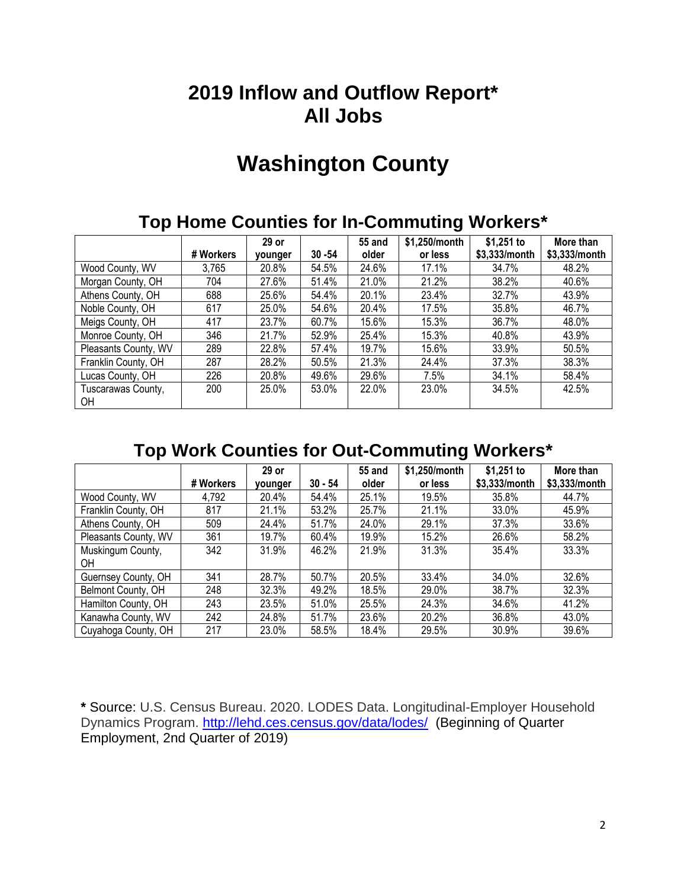# 2019 Inflow and Outflow Report*
# All Jobs

# Washington County

## Top Home Counties for In-Commuting Workers*

| | # Workers | 29 or younger | 30 -54 | 55 and older | $1,250/month or less | $1,251 to $3,333/month | More than $3,333/month |
|---|---|---|---|---|---|---|---|
| Wood County, WV | 3,765 | 20.8% | 54.5% | 24.6% | 17.1% | 34.7% | 48.2% |
| Morgan County, OH | 704 | 27.6% | 51.4% | 21.0% | 21.2% | 38.2% | 40.6% |
| Athens County, OH | 688 | 25.6% | 54.4% | 20.1% | 23.4% | 32.7% | 43.9% |
| Noble County, OH | 617 | 25.0% | 54.6% | 20.4% | 17.5% | 35.8% | 46.7% |
| Meigs County, OH | 417 | 23.7% | 60.7% | 15.6% | 15.3% | 36.7% | 48.0% |
| Monroe County, OH | 346 | 21.7% | 52.9% | 25.4% | 15.3% | 40.8% | 43.9% |
| Pleasants County, WV | 289 | 22.8% | 57.4% | 19.7% | 15.6% | 33.9% | 50.5% |
| Franklin County, OH | 287 | 28.2% | 50.5% | 21.3% | 24.4% | 37.3% | 38.3% |
| Lucas County, OH | 226 | 20.8% | 49.6% | 29.6% | 7.5% | 34.1% | 58.4% |
| Tuscarawas County, OH | 200 | 25.0% | 53.0% | 22.0% | 23.0% | 34.5% | 42.5% |

## Top Work Counties for Out-Commuting Workers*

| | # Workers | 29 or younger | 30 - 54 | 55 and older | $1,250/month or less | $1,251 to $3,333/month | More than $3,333/month |
|---|---|---|---|---|---|---|---|
| Wood County, WV | 4,792 | 20.4% | 54.4% | 25.1% | 19.5% | 35.8% | 44.7% |
| Franklin County, OH | 817 | 21.1% | 53.2% | 25.7% | 21.1% | 33.0% | 45.9% |
| Athens County, OH | 509 | 24.4% | 51.7% | 24.0% | 29.1% | 37.3% | 33.6% |
| Pleasants County, WV | 361 | 19.7% | 60.4% | 19.9% | 15.2% | 26.6% | 58.2% |
| Muskingum County, OH | 342 | 31.9% | 46.2% | 21.9% | 31.3% | 35.4% | 33.3% |
| Guernsey County, OH | 341 | 28.7% | 50.7% | 20.5% | 33.4% | 34.0% | 32.6% |
| Belmont County, OH | 248 | 32.3% | 49.2% | 18.5% | 29.0% | 38.7% | 32.3% |
| Hamilton County, OH | 243 | 23.5% | 51.0% | 25.5% | 24.3% | 34.6% | 41.2% |
| Kanawha County, WV | 242 | 24.8% | 51.7% | 23.6% | 20.2% | 36.8% | 43.0% |
| Cuyahoga County, OH | 217 | 23.0% | 58.5% | 18.4% | 29.5% | 30.9% | 39.6% |

**\*** Source: U.S. Census Bureau. 2020. LODES Data. Longitudinal-Employer Household Dynamics Program. http://lehd.ces.census.gov/data/lodes/ (Beginning of Quarter Employment, 2nd Quarter of 2019)